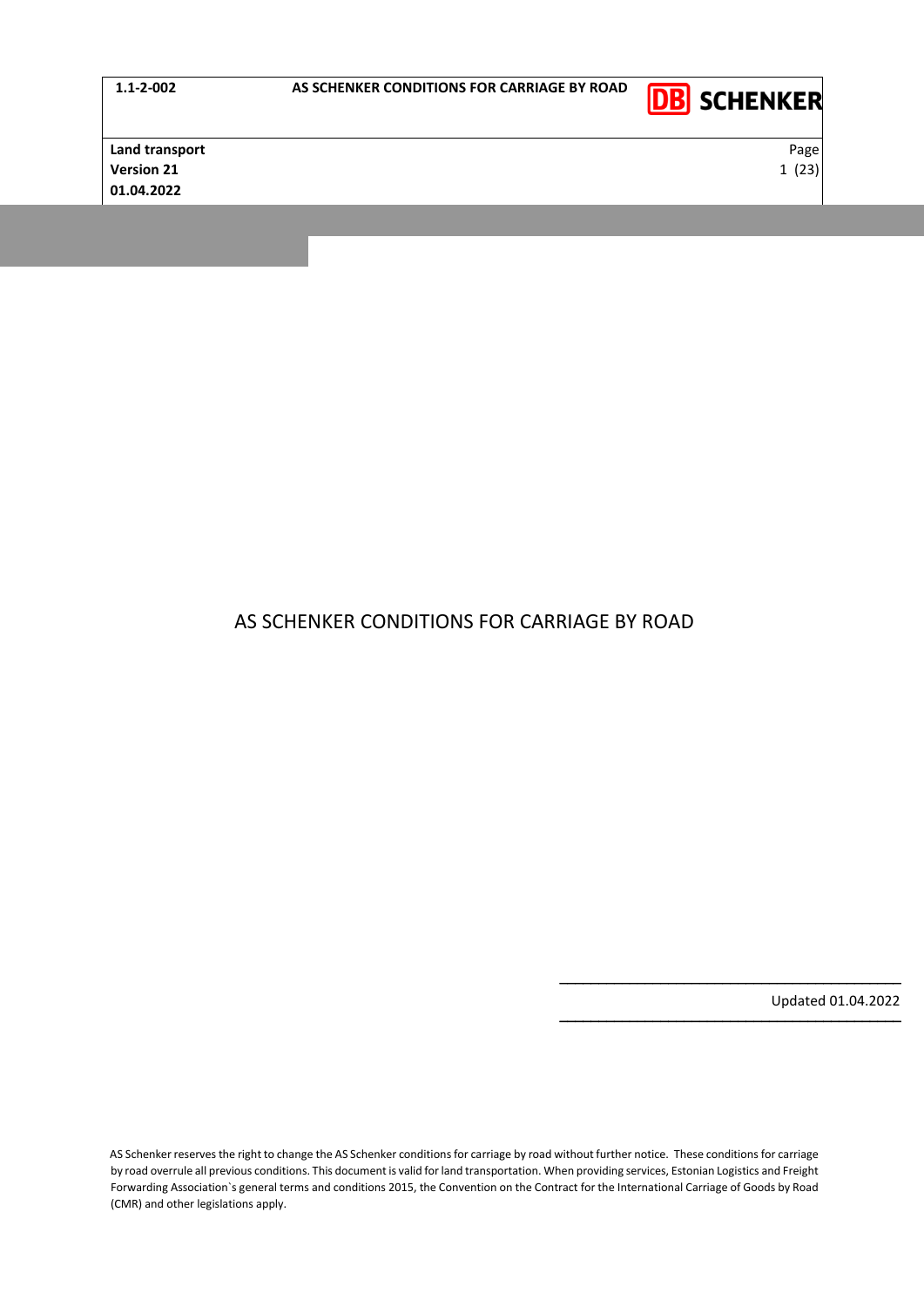# AS SCHENKER CONDITIONS FOR CARRIAGE BY ROAD

Updated 01.04.2022

AS Schenker reserves the right to change the AS Schenker conditions for carriage by road without further notice. These conditions for carriage by road overrule all previous conditions. This document is valid for land transportation. When providing services, Estonian Logistics and Freight Forwarding Association`s general terms and conditions 2015, the Convention on the Contract for the International Carriage of Goods by Road (CMR) and other legislations apply.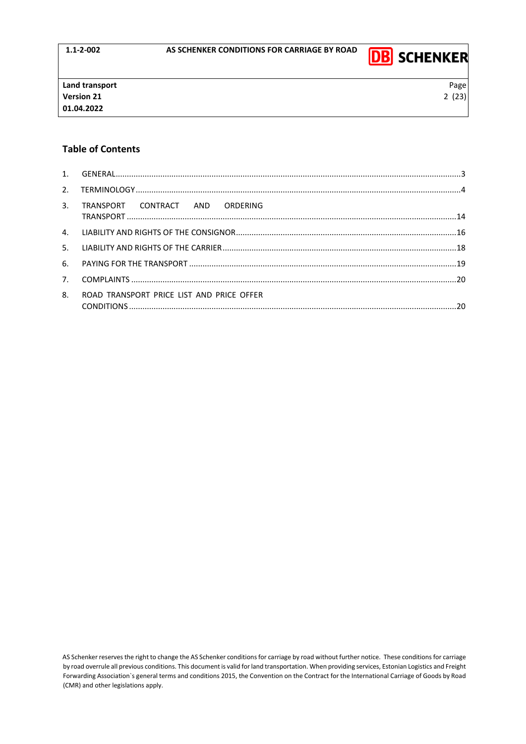## Table of Contents

1. GENERAL ... 3
2. TERMINOLOGY ... 4
3. TRANSPORT CONTRACT AND ORDERING TRANSPORT ... 14
4. LIABILITY AND RIGHTS OF THE CONSIGNOR ... 16
5. LIABILITY AND RIGHTS OF THE CARRIER ... 18
6. PAYING FOR THE TRANSPORT ... 19
7. COMPLAINTS ... 20
8. ROAD TRANSPORT PRICE LIST AND PRICE OFFER CONDITIONS ... 20

AS Schenker reserves the right to change the AS Schenker conditions for carriage by road without further notice. These conditions for carriage by road overrule all previous conditions. This document is valid for land transportation. When providing services, Estonian Logistics and Freight Forwarding Association`s general terms and conditions 2015, the Convention on the Contract for the International Carriage of Goods by Road (CMR) and other legislations apply.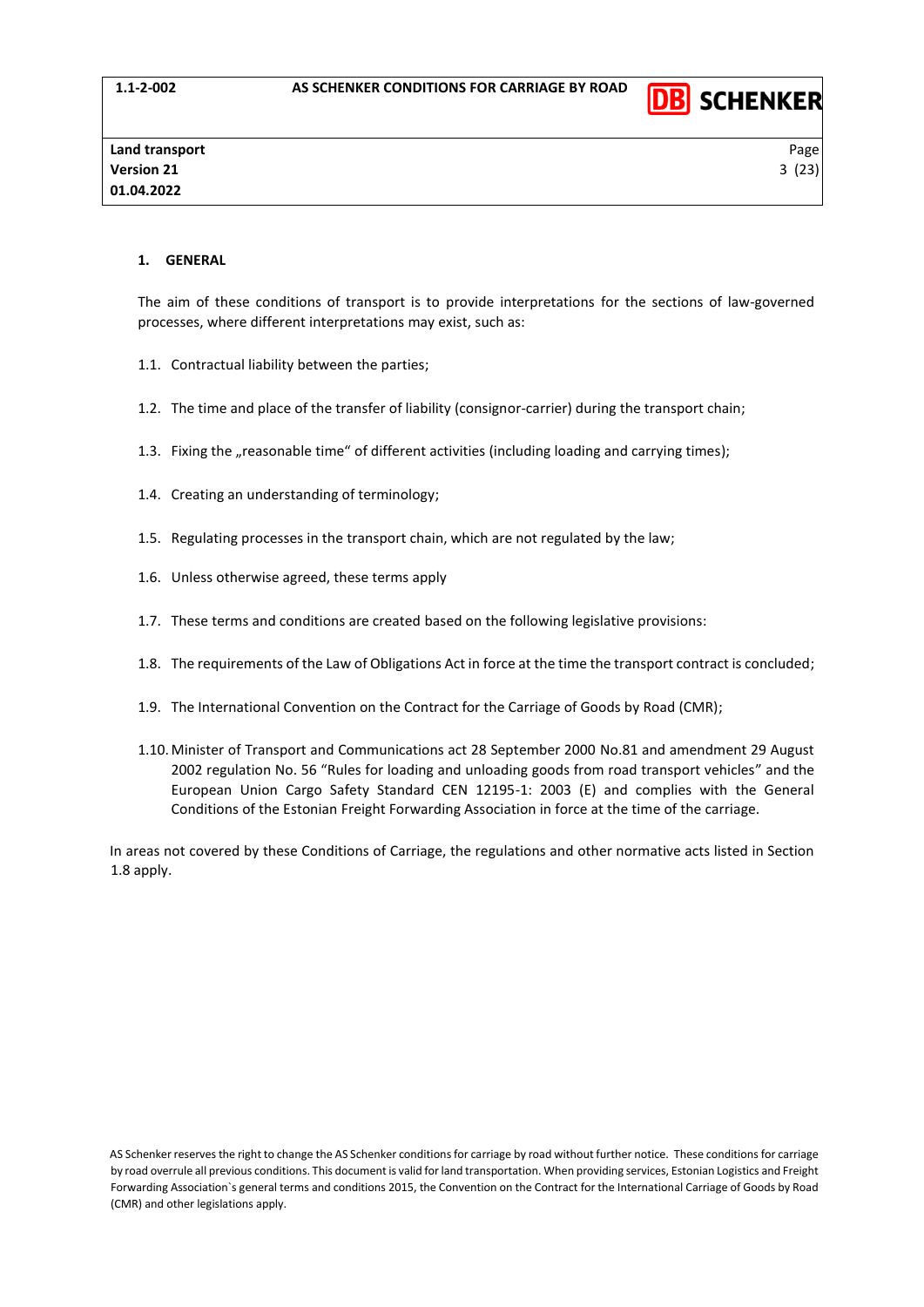## 1. GENERAL

The aim of these conditions of transport is to provide interpretations for the sections of law-governed processes, where different interpretations may exist, such as:

1.1. Contractual liability between the parties;

1.2. The time and place of the transfer of liability (consignor-carrier) during the transport chain;

1.3. Fixing the „reasonable time" of different activities (including loading and carrying times);

1.4. Creating an understanding of terminology;

1.5. Regulating processes in the transport chain, which are not regulated by the law;

1.6. Unless otherwise agreed, these terms apply

1.7. These terms and conditions are created based on the following legislative provisions:

1.8. The requirements of the Law of Obligations Act in force at the time the transport contract is concluded;

1.9. The International Convention on the Contract for the Carriage of Goods by Road (CMR);

1.10. Minister of Transport and Communications act 28 September 2000 No.81 and amendment 29 August 2002 regulation No. 56 "Rules for loading and unloading goods from road transport vehicles" and the European Union Cargo Safety Standard CEN 12195-1: 2003 (E) and complies with the General Conditions of the Estonian Freight Forwarding Association in force at the time of the carriage.

In areas not covered by these Conditions of Carriage, the regulations and other normative acts listed in Section 1.8 apply.

AS Schenker reserves the right to change the AS Schenker conditions for carriage by road without further notice. These conditions for carriage by road overrule all previous conditions. This document is valid for land transportation. When providing services, Estonian Logistics and Freight Forwarding Association`s general terms and conditions 2015, the Convention on the Contract for the International Carriage of Goods by Road (CMR) and other legislations apply.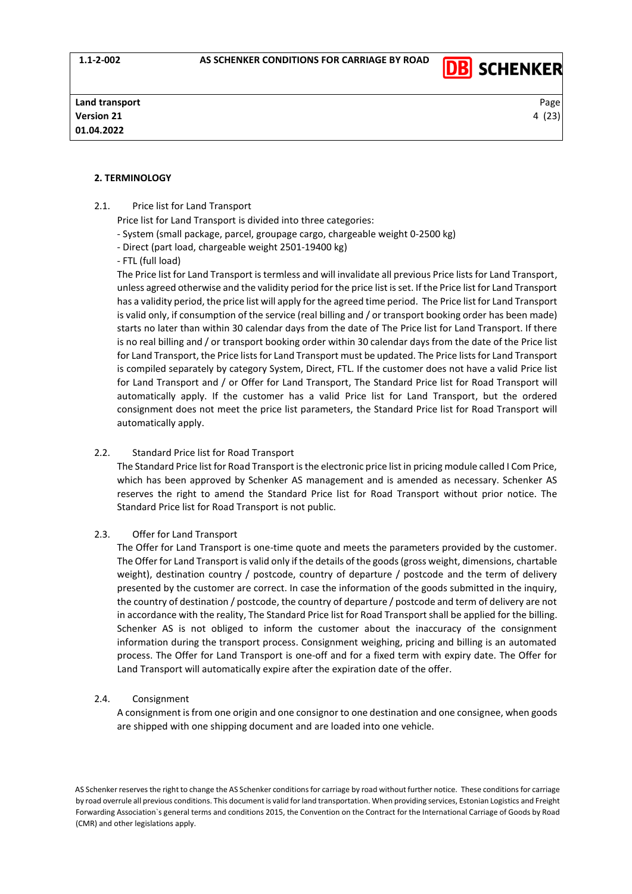## 2. TERMINOLOGY

### 2.1. Price list for Land Transport

Price list for Land Transport is divided into three categories:

- System (small package, parcel, groupage cargo, chargeable weight 0-2500 kg)
- Direct (part load, chargeable weight 2501-19400 kg)
- FTL (full load)

The Price list for Land Transport is termless and will invalidate all previous Price lists for Land Transport, unless agreed otherwise and the validity period for the price list is set. If the Price list for Land Transport has a validity period, the price list will apply for the agreed time period. The Price list for Land Transport is valid only, if consumption of the service (real billing and / or transport booking order has been made) starts no later than within 30 calendar days from the date of The Price list for Land Transport. If there is no real billing and / or transport booking order within 30 calendar days from the date of the Price list for Land Transport, the Price lists for Land Transport must be updated. The Price lists for Land Transport is compiled separately by category System, Direct, FTL. If the customer does not have a valid Price list for Land Transport and / or Offer for Land Transport, The Standard Price list for Road Transport will automatically apply. If the customer has a valid Price list for Land Transport, but the ordered consignment does not meet the price list parameters, the Standard Price list for Road Transport will automatically apply.

### 2.2. Standard Price list for Road Transport

The Standard Price list for Road Transport is the electronic price list in pricing module called I Com Price, which has been approved by Schenker AS management and is amended as necessary. Schenker AS reserves the right to amend the Standard Price list for Road Transport without prior notice. The Standard Price list for Road Transport is not public.

### 2.3. Offer for Land Transport

The Offer for Land Transport is one-time quote and meets the parameters provided by the customer. The Offer for Land Transport is valid only if the details of the goods (gross weight, dimensions, chartable weight), destination country / postcode, country of departure / postcode and the term of delivery presented by the customer are correct. In case the information of the goods submitted in the inquiry, the country of destination / postcode, the country of departure / postcode and term of delivery are not in accordance with the reality, The Standard Price list for Road Transport shall be applied for the billing. Schenker AS is not obliged to inform the customer about the inaccuracy of the consignment information during the transport process. Consignment weighing, pricing and billing is an automated process. The Offer for Land Transport is one-off and for a fixed term with expiry date. The Offer for Land Transport will automatically expire after the expiration date of the offer.

### 2.4. Consignment

A consignment is from one origin and one consignor to one destination and one consignee, when goods are shipped with one shipping document and are loaded into one vehicle.

AS Schenker reserves the right to change the AS Schenker conditions for carriage by road without further notice. These conditions for carriage by road overrule all previous conditions. This document is valid for land transportation. When providing services, Estonian Logistics and Freight Forwarding Association`s general terms and conditions 2015, the Convention on the Contract for the International Carriage of Goods by Road (CMR) and other legislations apply.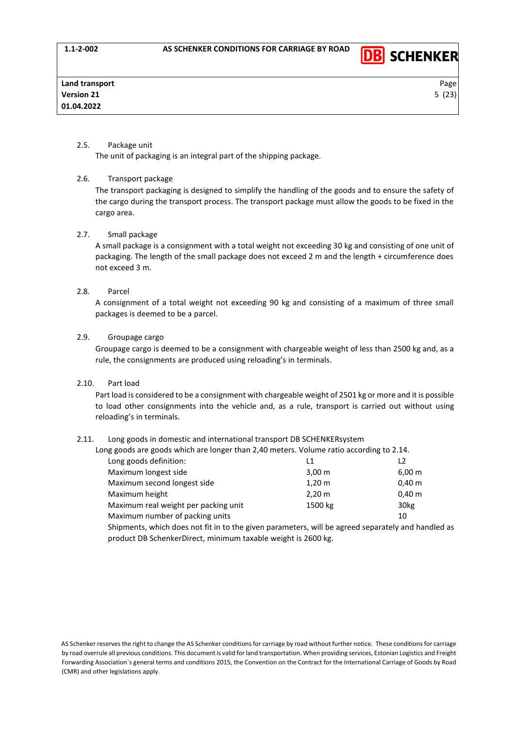2.5. Package unit

The unit of packaging is an integral part of the shipping package.

2.6. Transport package

The transport packaging is designed to simplify the handling of the goods and to ensure the safety of the cargo during the transport process. The transport package must allow the goods to be fixed in the cargo area.

2.7. Small package

A small package is a consignment with a total weight not exceeding 30 kg and consisting of one unit of packaging. The length of the small package does not exceed 2 m and the length + circumference does not exceed 3 m.

2.8. Parcel

A consignment of a total weight not exceeding 90 kg and consisting of a maximum of three small packages is deemed to be a parcel.

2.9. Groupage cargo

Groupage cargo is deemed to be a consignment with chargeable weight of less than 2500 kg and, as a rule, the consignments are produced using reloading's in terminals.

2.10. Part load

Part load is considered to be a consignment with chargeable weight of 2501 kg or more and it is possible to load other consignments into the vehicle and, as a rule, transport is carried out without using reloading's in terminals.

2.11. Long goods in domestic and international transport DB SCHENKERsystem

Long goods are goods which are longer than 2,40 meters. Volume ratio according to 2.14.

| Long goods definition: | L1 | L2 |
|---|---|---|
| Maximum longest side | 3,00 m | 6,00 m |
| Maximum second longest side | 1,20 m | 0,40 m |
| Maximum height | 2,20 m | 0,40 m |
| Maximum real weight per packing unit | 1500 kg | 30kg |
| Maximum number of packing units | | 10 |

Shipments, which does not fit in to the given parameters, will be agreed separately and handled as product DB SchenkerDirect, minimum taxable weight is 2600 kg.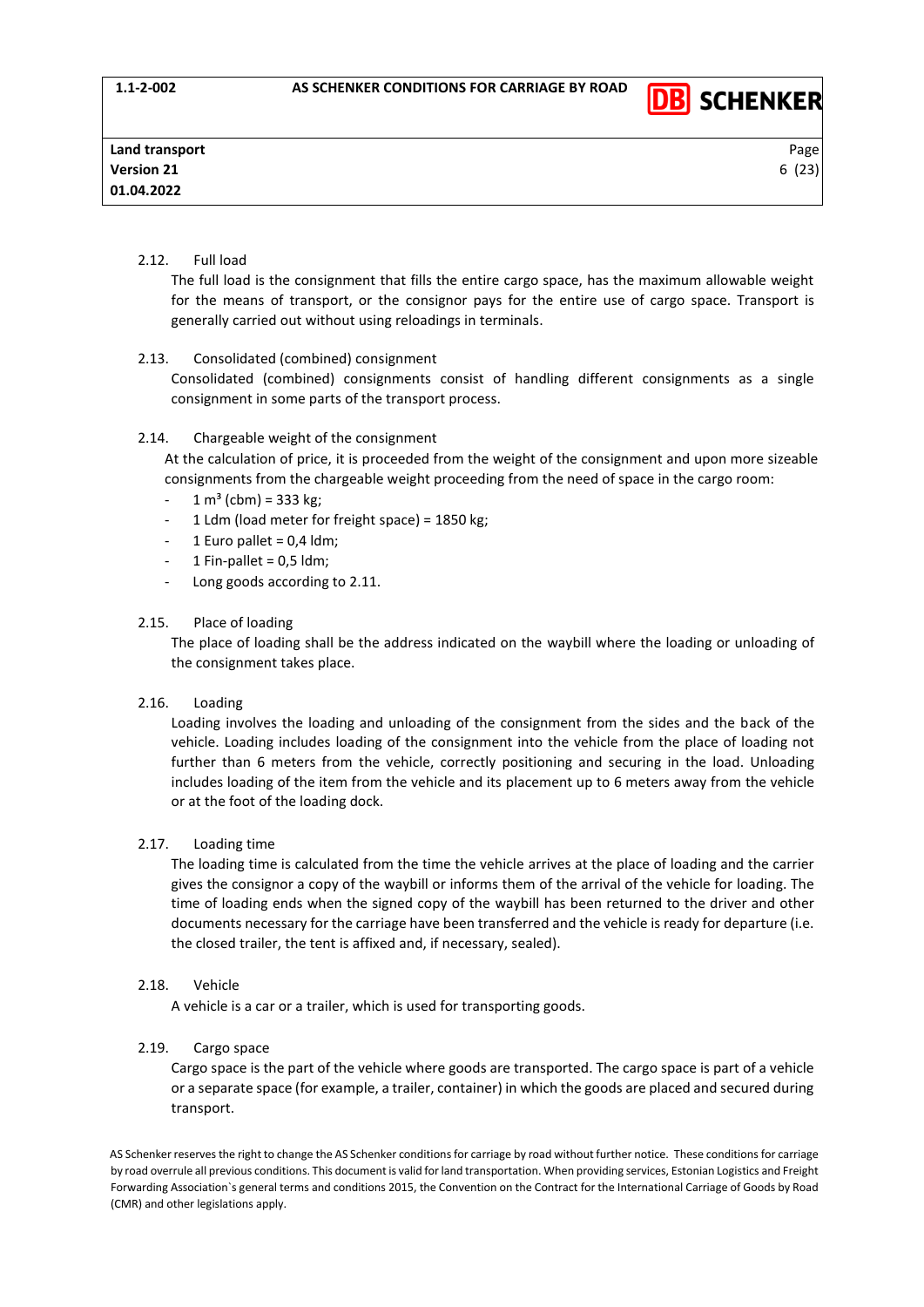2.12. Full load

The full load is the consignment that fills the entire cargo space, has the maximum allowable weight for the means of transport, or the consignor pays for the entire use of cargo space. Transport is generally carried out without using reloadings in terminals.

2.13. Consolidated (combined) consignment

Consolidated (combined) consignments consist of handling different consignments as a single consignment in some parts of the transport process.

2.14. Chargeable weight of the consignment

At the calculation of price, it is proceeded from the weight of the consignment and upon more sizeable consignments from the chargeable weight proceeding from the need of space in the cargo room:

- 1 $m^3$ (cbm) = 333 kg;
- 1 Ldm (load meter for freight space) = 1850 kg;
- 1 Euro pallet = 0,4 ldm;
- 1 Fin-pallet = 0,5 ldm;
- Long goods according to 2.11.

2.15. Place of loading

The place of loading shall be the address indicated on the waybill where the loading or unloading of the consignment takes place.

2.16. Loading

Loading involves the loading and unloading of the consignment from the sides and the back of the vehicle. Loading includes loading of the consignment into the vehicle from the place of loading not further than 6 meters from the vehicle, correctly positioning and securing in the load. Unloading includes loading of the item from the vehicle and its placement up to 6 meters away from the vehicle or at the foot of the loading dock.

2.17. Loading time

The loading time is calculated from the time the vehicle arrives at the place of loading and the carrier gives the consignor a copy of the waybill or informs them of the arrival of the vehicle for loading. The time of loading ends when the signed copy of the waybill has been returned to the driver and other documents necessary for the carriage have been transferred and the vehicle is ready for departure (i.e. the closed trailer, the tent is affixed and, if necessary, sealed).

2.18. Vehicle

A vehicle is a car or a trailer, which is used for transporting goods.

2.19. Cargo space

Cargo space is the part of the vehicle where goods are transported. The cargo space is part of a vehicle or a separate space (for example, a trailer, container) in which the goods are placed and secured during transport.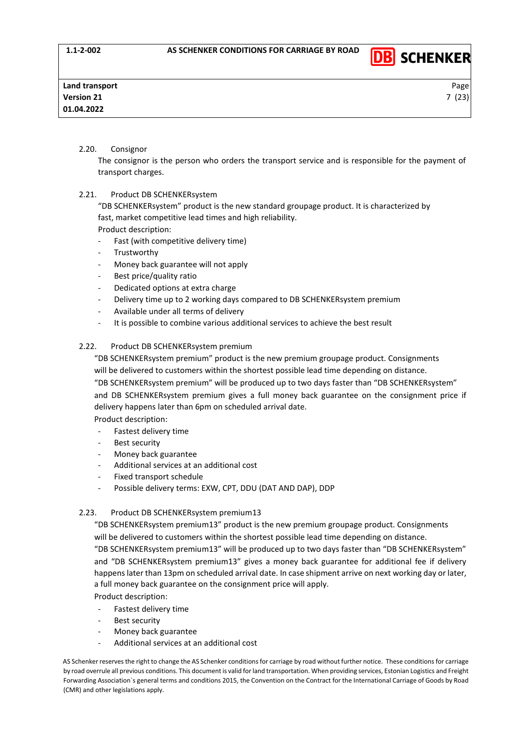2.20. Consignor

The consignor is the person who orders the transport service and is responsible for the payment of transport charges.

2.21. Product DB SCHENKERsystem

“DB SCHENKERsystem” product is the new standard groupage product. It is characterized by fast, market competitive lead times and high reliability.

Product description:

- Fast (with competitive delivery time)
- Trustworthy
- Money back guarantee will not apply
- Best price/quality ratio
- Dedicated options at extra charge
- Delivery time up to 2 working days compared to DB SCHENKERsystem premium
- Available under all terms of delivery
- It is possible to combine various additional services to achieve the best result

2.22. Product DB SCHENKERsystem premium

“DB SCHENKERsystem premium” product is the new premium groupage product. Consignments will be delivered to customers within the shortest possible lead time depending on distance. “DB SCHENKERsystem premium” will be produced up to two days faster than “DB SCHENKERsystem” and DB SCHENKERsystem premium gives a full money back guarantee on the consignment price if delivery happens later than 6pm on scheduled arrival date.

Product description:

- Fastest delivery time
- Best security
- Money back guarantee
- Additional services at an additional cost
- Fixed transport schedule
- Possible delivery terms: EXW, CPT, DDU (DAT AND DAP), DDP

2.23. Product DB SCHENKERsystem premium13

“DB SCHENKERsystem premium13” product is the new premium groupage product. Consignments will be delivered to customers within the shortest possible lead time depending on distance. “DB SCHENKERsystem premium13” will be produced up to two days faster than “DB SCHENKERsystem” and “DB SCHENKERsystem premium13” gives a money back guarantee for additional fee if delivery happens later than 13pm on scheduled arrival date. In case shipment arrive on next working day or later, a full money back guarantee on the consignment price will apply.

Product description:

- Fastest delivery time
- Best security
- Money back guarantee
- Additional services at an additional cost

AS Schenker reserves the right to change the AS Schenker conditions for carriage by road without further notice. These conditions for carriage by road overrule all previous conditions. This document is valid for land transportation. When providing services, Estonian Logistics and Freight Forwarding Association`s general terms and conditions 2015, the Convention on the Contract for the International Carriage of Goods by Road (CMR) and other legislations apply.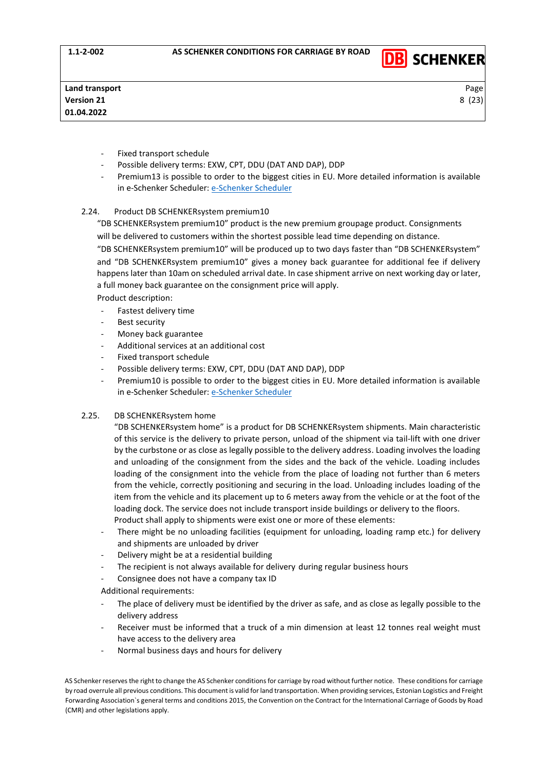- Fixed transport schedule
- Possible delivery terms: EXW, CPT, DDU (DAT AND DAP), DDP
- Premium13 is possible to order to the biggest cities in EU. More detailed information is available in e-Schenker Scheduler: e-Schenker Scheduler

### 2.24. Product DB SCHENKERsystem premium10

"DB SCHENKERsystem premium10" product is the new premium groupage product. Consignments will be delivered to customers within the shortest possible lead time depending on distance.

"DB SCHENKERsystem premium10" will be produced up to two days faster than "DB SCHENKERsystem" and "DB SCHENKERsystem premium10" gives a money back guarantee for additional fee if delivery happens later than 10am on scheduled arrival date. In case shipment arrive on next working day or later, a full money back guarantee on the consignment price will apply.

Product description:

- Fastest delivery time
- Best security
- Money back guarantee
- Additional services at an additional cost
- Fixed transport schedule
- Possible delivery terms: EXW, CPT, DDU (DAT AND DAP), DDP
- Premium10 is possible to order to the biggest cities in EU. More detailed information is available in e-Schenker Scheduler: e-Schenker Scheduler

### 2.25. DB SCHENKERsystem home

"DB SCHENKERsystem home" is a product for DB SCHENKERsystem shipments. Main characteristic of this service is the delivery to private person, unload of the shipment via tail-lift with one driver by the curbstone or as close as legally possible to the delivery address. Loading involves the loading and unloading of the consignment from the sides and the back of the vehicle. Loading includes loading of the consignment into the vehicle from the place of loading not further than 6 meters from the vehicle, correctly positioning and securing in the load. Unloading includes loading of the item from the vehicle and its placement up to 6 meters away from the vehicle or at the foot of the loading dock. The service does not include transport inside buildings or delivery to the floors.

Product shall apply to shipments were exist one or more of these elements:

- There might be no unloading facilities (equipment for unloading, loading ramp etc.) for delivery and shipments are unloaded by driver
- Delivery might be at a residential building
- The recipient is not always available for delivery during regular business hours
- Consignee does not have a company tax ID

Additional requirements:

- The place of delivery must be identified by the driver as safe, and as close as legally possible to the delivery address
- Receiver must be informed that a truck of a min dimension at least 12 tonnes real weight must have access to the delivery area
- Normal business days and hours for delivery

AS Schenker reserves the right to change the AS Schenker conditions for carriage by road without further notice. These conditions for carriage by road overrule all previous conditions. This document is valid for land transportation. When providing services, Estonian Logistics and Freight Forwarding Association`s general terms and conditions 2015, the Convention on the Contract for the International Carriage of Goods by Road (CMR) and other legislations apply.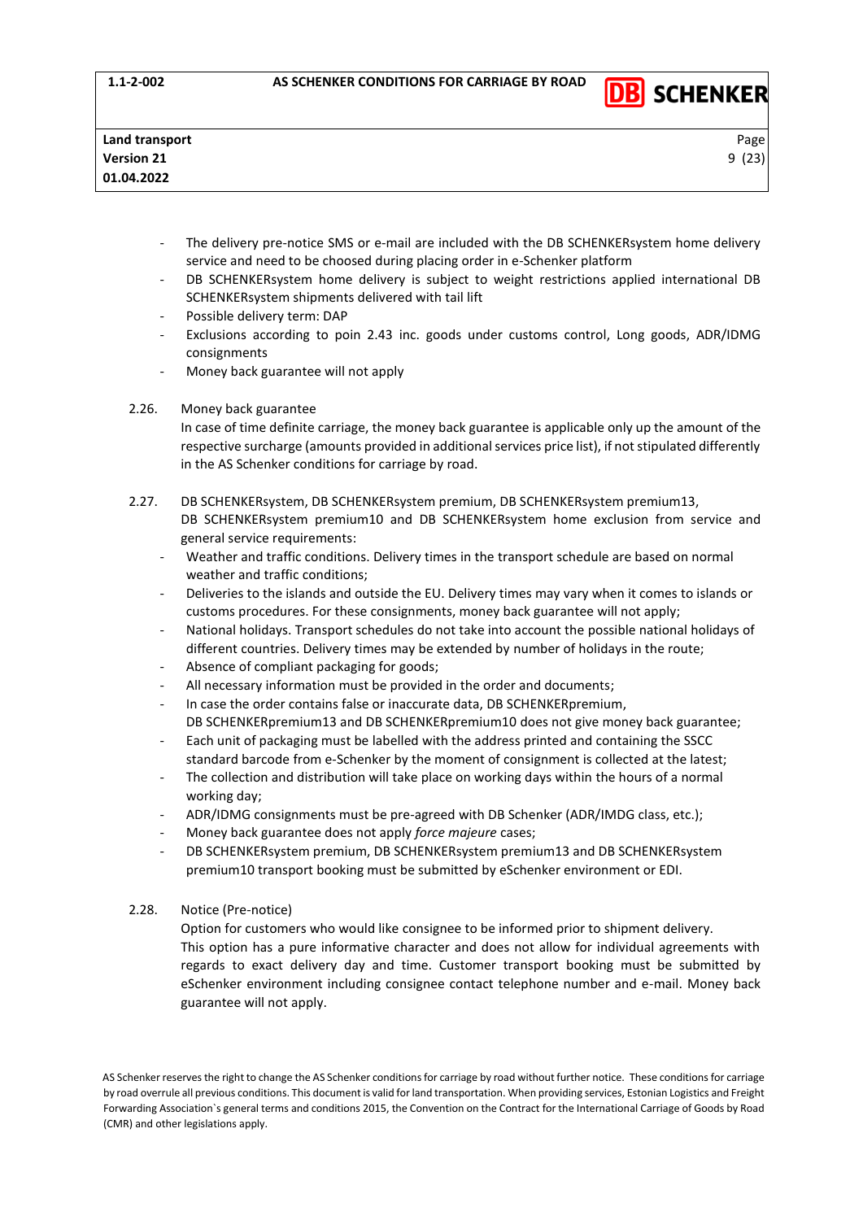- The delivery pre-notice SMS or e-mail are included with the DB SCHENKERsystem home delivery service and need to be choosed during placing order in e-Schenker platform
- DB SCHENKERsystem home delivery is subject to weight restrictions applied international DB SCHENKERsystem shipments delivered with tail lift
- Possible delivery term: DAP
- Exclusions according to poin 2.43 inc. goods under customs control, Long goods, ADR/IDMG consignments
- Money back guarantee will not apply

2.26. Money back guarantee

In case of time definite carriage, the money back guarantee is applicable only up the amount of the respective surcharge (amounts provided in additional services price list), if not stipulated differently in the AS Schenker conditions for carriage by road.

2.27. DB SCHENKERsystem, DB SCHENKERsystem premium, DB SCHENKERsystem premium13, DB SCHENKERsystem premium10 and DB SCHENKERsystem home exclusion from service and general service requirements:

- Weather and traffic conditions. Delivery times in the transport schedule are based on normal weather and traffic conditions;
- Deliveries to the islands and outside the EU. Delivery times may vary when it comes to islands or customs procedures. For these consignments, money back guarantee will not apply;
- National holidays. Transport schedules do not take into account the possible national holidays of different countries. Delivery times may be extended by number of holidays in the route;
- Absence of compliant packaging for goods;
- All necessary information must be provided in the order and documents;
- In case the order contains false or inaccurate data, DB SCHENKERpremium, DB SCHENKERpremium13 and DB SCHENKERpremium10 does not give money back guarantee;
- Each unit of packaging must be labelled with the address printed and containing the SSCC standard barcode from e-Schenker by the moment of consignment is collected at the latest;
- The collection and distribution will take place on working days within the hours of a normal working day;
- ADR/IDMG consignments must be pre-agreed with DB Schenker (ADR/IMDG class, etc.);
- Money back guarantee does not apply *force majeure* cases;
- DB SCHENKERsystem premium, DB SCHENKERsystem premium13 and DB SCHENKERsystem premium10 transport booking must be submitted by eSchenker environment or EDI.

2.28. Notice (Pre-notice)

Option for customers who would like consignee to be informed prior to shipment delivery. This option has a pure informative character and does not allow for individual agreements with regards to exact delivery day and time. Customer transport booking must be submitted by eSchenker environment including consignee contact telephone number and e-mail. Money back guarantee will not apply.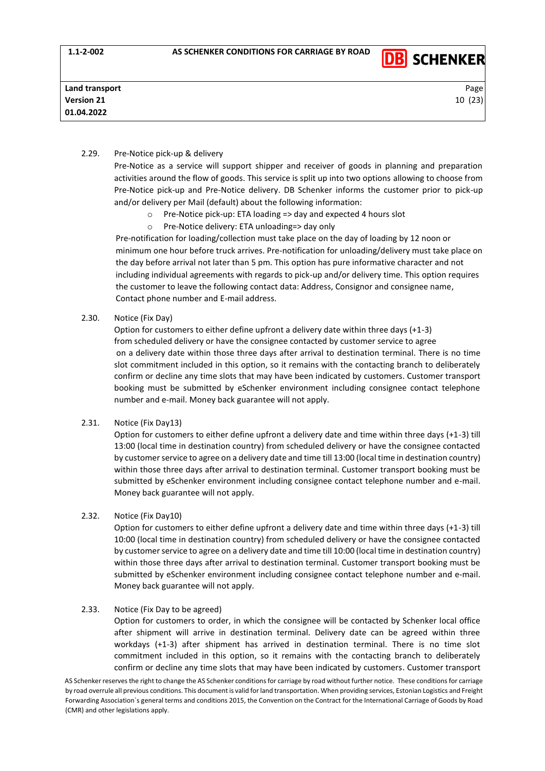2.29. Pre-Notice pick-up & delivery

Pre-Notice as a service will support shipper and receiver of goods in planning and preparation activities around the flow of goods. This service is split up into two options allowing to choose from Pre-Notice pick-up and Pre-Notice delivery. DB Schenker informs the customer prior to pick-up and/or delivery per Mail (default) about the following information:

- Pre-Notice pick-up: ETA loading => day and expected 4 hours slot
- Pre-Notice delivery: ETA unloading=> day only

Pre-notification for loading/collection must take place on the day of loading by 12 noon or minimum one hour before truck arrives. Pre-notification for unloading/delivery must take place on the day before arrival not later than 5 pm. This option has pure informative character and not including individual agreements with regards to pick-up and/or delivery time. This option requires the customer to leave the following contact data: Address, Consignor and consignee name, Contact phone number and E-mail address.

2.30. Notice (Fix Day)

Option for customers to either define upfront a delivery date within three days (+1-3) from scheduled delivery or have the consignee contacted by customer service to agree on a delivery date within those three days after arrival to destination terminal. There is no time slot commitment included in this option, so it remains with the contacting branch to deliberately confirm or decline any time slots that may have been indicated by customers. Customer transport booking must be submitted by eSchenker environment including consignee contact telephone number and e-mail. Money back guarantee will not apply.

2.31. Notice (Fix Day13)

Option for customers to either define upfront a delivery date and time within three days (+1-3) till 13:00 (local time in destination country) from scheduled delivery or have the consignee contacted by customer service to agree on a delivery date and time till 13:00 (local time in destination country) within those three days after arrival to destination terminal. Customer transport booking must be submitted by eSchenker environment including consignee contact telephone number and e-mail. Money back guarantee will not apply.

2.32. Notice (Fix Day10)

Option for customers to either define upfront a delivery date and time within three days (+1-3) till 10:00 (local time in destination country) from scheduled delivery or have the consignee contacted by customer service to agree on a delivery date and time till 10:00 (local time in destination country) within those three days after arrival to destination terminal. Customer transport booking must be submitted by eSchenker environment including consignee contact telephone number and e-mail. Money back guarantee will not apply.

2.33. Notice (Fix Day to be agreed)

Option for customers to order, in which the consignee will be contacted by Schenker local office after shipment will arrive in destination terminal. Delivery date can be agreed within three workdays (+1-3) after shipment has arrived in destination terminal. There is no time slot commitment included in this option, so it remains with the contacting branch to deliberately confirm or decline any time slots that may have been indicated by customers. Customer transport

AS Schenker reserves the right to change the AS Schenker conditions for carriage by road without further notice. These conditions for carriage by road overrule all previous conditions. This document is valid for land transportation. When providing services, Estonian Logistics and Freight Forwarding Association`s general terms and conditions 2015, the Convention on the Contract for the International Carriage of Goods by Road (CMR) and other legislations apply.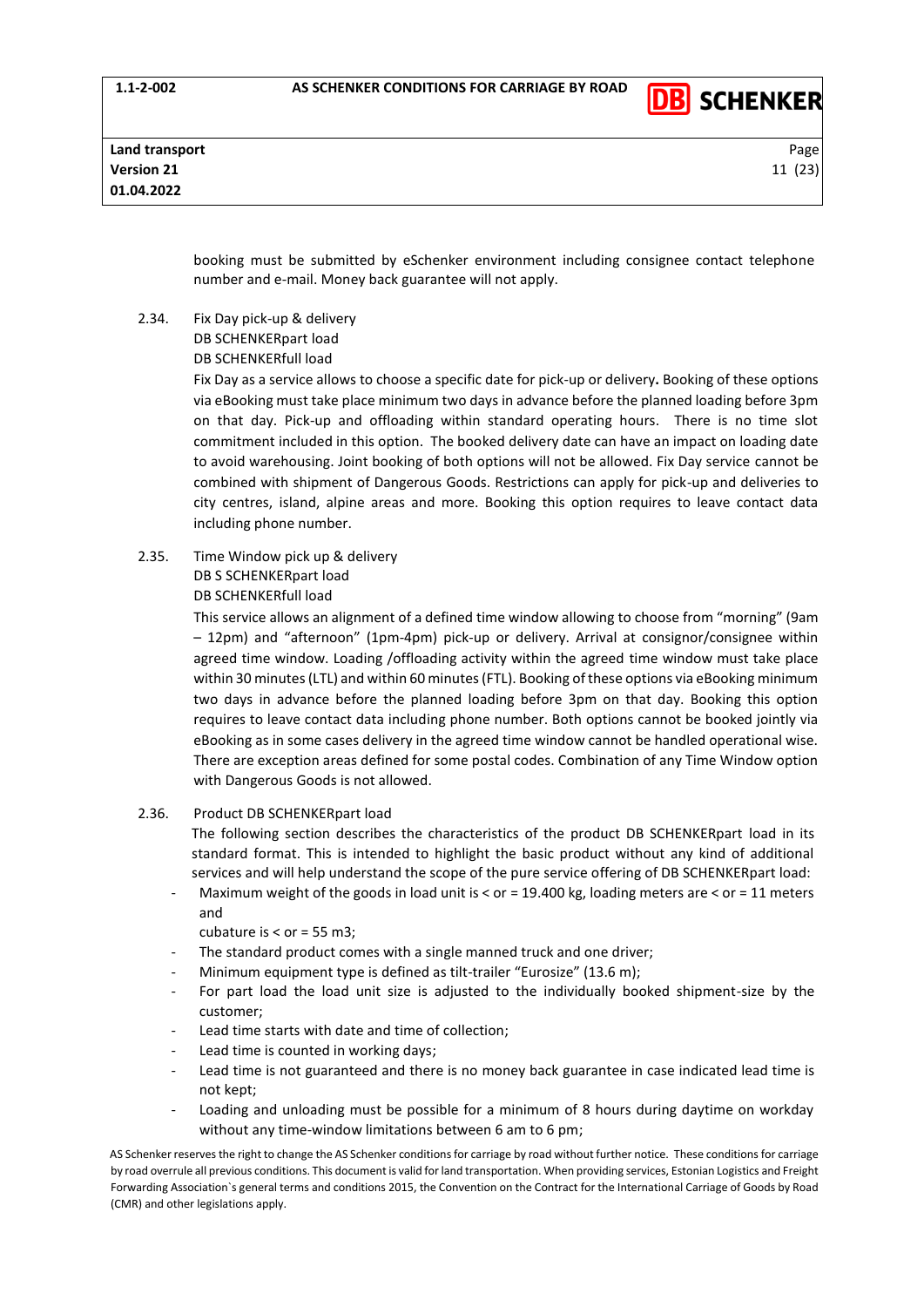booking must be submitted by eSchenker environment including consignee contact telephone number and e-mail. Money back guarantee will not apply.

2.34. Fix Day pick-up & delivery
DB SCHENKERpart load
DB SCHENKERfull load

Fix Day as a service allows to choose a specific date for pick-up or delivery**.** Booking of these options via eBooking must take place minimum two days in advance before the planned loading before 3pm on that day. Pick-up and offloading within standard operating hours. There is no time slot commitment included in this option. The booked delivery date can have an impact on loading date to avoid warehousing. Joint booking of both options will not be allowed. Fix Day service cannot be combined with shipment of Dangerous Goods. Restrictions can apply for pick-up and deliveries to city centres, island, alpine areas and more. Booking this option requires to leave contact data including phone number.

2.35. Time Window pick up & delivery
DB S SCHENKERpart load
DB SCHENKERfull load

This service allows an alignment of a defined time window allowing to choose from “morning” (9am – 12pm) and “afternoon” (1pm-4pm) pick-up or delivery. Arrival at consignor/consignee within agreed time window. Loading /offloading activity within the agreed time window must take place within 30 minutes (LTL) and within 60 minutes (FTL). Booking of these options via eBooking minimum two days in advance before the planned loading before 3pm on that day. Booking this option requires to leave contact data including phone number. Both options cannot be booked jointly via eBooking as in some cases delivery in the agreed time window cannot be handled operational wise. There are exception areas defined for some postal codes. Combination of any Time Window option with Dangerous Goods is not allowed.

2.36. Product DB SCHENKERpart load

The following section describes the characteristics of the product DB SCHENKERpart load in its standard format. This is intended to highlight the basic product without any kind of additional services and will help understand the scope of the pure service offering of DB SCHENKERpart load:

- Maximum weight of the goods in load unit is < or = 19.400 kg, loading meters are < or = 11 meters and
  cubature is < or = 55 m3;
- The standard product comes with a single manned truck and one driver;
- Minimum equipment type is defined as tilt-trailer “Eurosize” (13.6 m);
- For part load the load unit size is adjusted to the individually booked shipment-size by the customer;
- Lead time starts with date and time of collection;
- Lead time is counted in working days;
- Lead time is not guaranteed and there is no money back guarantee in case indicated lead time is not kept;
- Loading and unloading must be possible for a minimum of 8 hours during daytime on workday without any time-window limitations between 6 am to 6 pm;

AS Schenker reserves the right to change the AS Schenker conditions for carriage by road without further notice. These conditions for carriage by road overrule all previous conditions. This document is valid for land transportation. When providing services, Estonian Logistics and Freight Forwarding Association`s general terms and conditions 2015, the Convention on the Contract for the International Carriage of Goods by Road (CMR) and other legislations apply.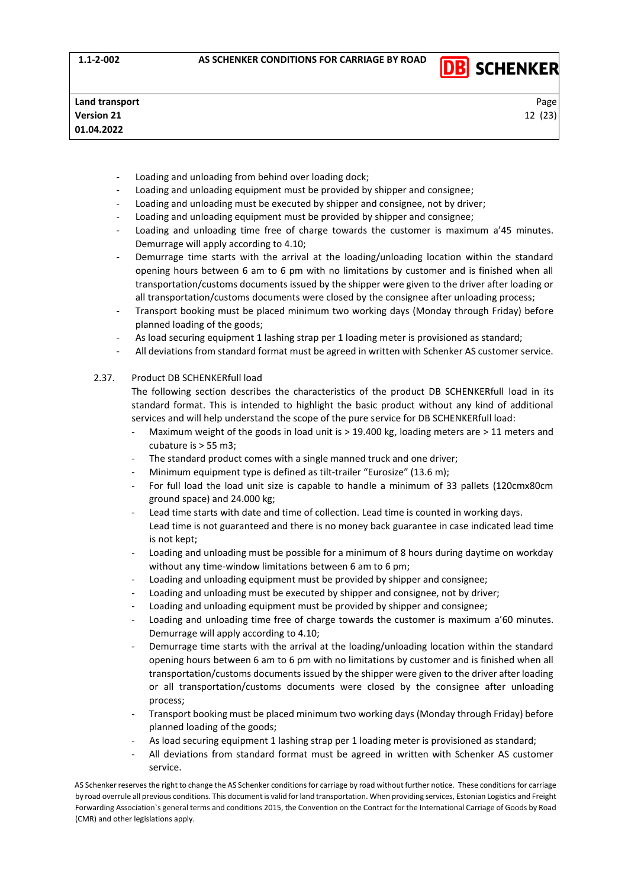- Loading and unloading from behind over loading dock;
- Loading and unloading equipment must be provided by shipper and consignee;
- Loading and unloading must be executed by shipper and consignee, not by driver;
- Loading and unloading equipment must be provided by shipper and consignee;
- Loading and unloading time free of charge towards the customer is maximum a'45 minutes. Demurrage will apply according to 4.10;
- Demurrage time starts with the arrival at the loading/unloading location within the standard opening hours between 6 am to 6 pm with no limitations by customer and is finished when all transportation/customs documents issued by the shipper were given to the driver after loading or all transportation/customs documents were closed by the consignee after unloading process;
- Transport booking must be placed minimum two working days (Monday through Friday) before planned loading of the goods;
- As load securing equipment 1 lashing strap per 1 loading meter is provisioned as standard;
- All deviations from standard format must be agreed in written with Schenker AS customer service.

2.37. Product DB SCHENKERfull load

The following section describes the characteristics of the product DB SCHENKERfull load in its standard format. This is intended to highlight the basic product without any kind of additional services and will help understand the scope of the pure service for DB SCHENKERfull load:

- Maximum weight of the goods in load unit is > 19.400 kg, loading meters are > 11 meters and cubature is > 55 m3;
- The standard product comes with a single manned truck and one driver;
- Minimum equipment type is defined as tilt-trailer "Eurosize" (13.6 m);
- For full load the load unit size is capable to handle a minimum of 33 pallets (120cmx80cm ground space) and 24.000 kg;
- Lead time starts with date and time of collection. Lead time is counted in working days. Lead time is not guaranteed and there is no money back guarantee in case indicated lead time is not kept;
- Loading and unloading must be possible for a minimum of 8 hours during daytime on workday without any time-window limitations between 6 am to 6 pm;
- Loading and unloading equipment must be provided by shipper and consignee;
- Loading and unloading must be executed by shipper and consignee, not by driver;
- Loading and unloading equipment must be provided by shipper and consignee;
- Loading and unloading time free of charge towards the customer is maximum a'60 minutes. Demurrage will apply according to 4.10;
- Demurrage time starts with the arrival at the loading/unloading location within the standard opening hours between 6 am to 6 pm with no limitations by customer and is finished when all transportation/customs documents issued by the shipper were given to the driver after loading or all transportation/customs documents were closed by the consignee after unloading process;
- Transport booking must be placed minimum two working days (Monday through Friday) before planned loading of the goods;
- As load securing equipment 1 lashing strap per 1 loading meter is provisioned as standard;
- All deviations from standard format must be agreed in written with Schenker AS customer service.

AS Schenker reserves the right to change the AS Schenker conditions for carriage by road without further notice. These conditions for carriage by road overrule all previous conditions. This document is valid for land transportation. When providing services, Estonian Logistics and Freight Forwarding Association`s general terms and conditions 2015, the Convention on the Contract for the International Carriage of Goods by Road (CMR) and other legislations apply.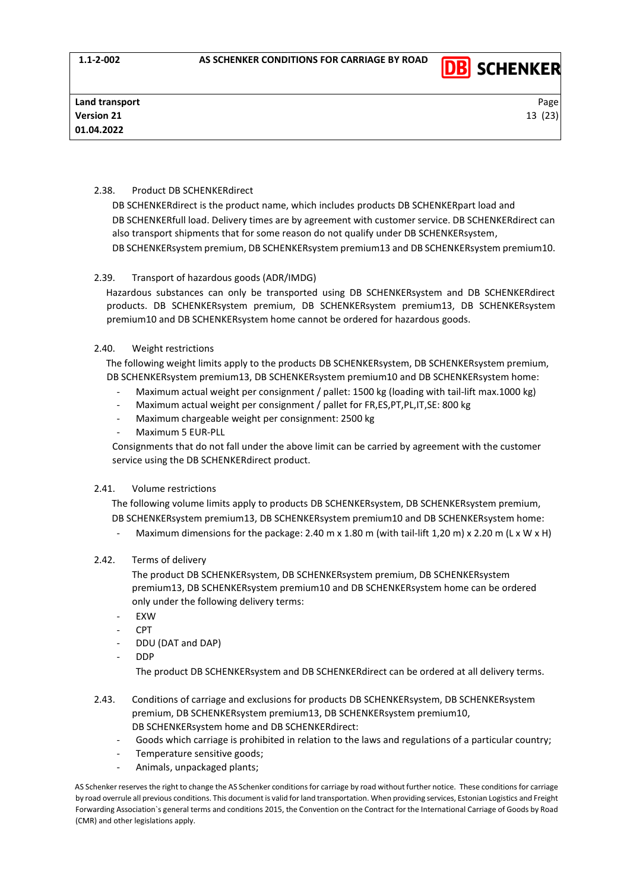2.38. Product DB SCHENKERdirect

DB SCHENKERdirect is the product name, which includes products DB SCHENKERpart load and DB SCHENKERfull load. Delivery times are by agreement with customer service. DB SCHENKERdirect can also transport shipments that for some reason do not qualify under DB SCHENKERsystem, DB SCHENKERsystem premium, DB SCHENKERsystem premium13 and DB SCHENKERsystem premium10.

2.39. Transport of hazardous goods (ADR/IMDG)

Hazardous substances can only be transported using DB SCHENKERsystem and DB SCHENKERdirect products. DB SCHENKERsystem premium, DB SCHENKERsystem premium13, DB SCHENKERsystem premium10 and DB SCHENKERsystem home cannot be ordered for hazardous goods.

2.40. Weight restrictions

The following weight limits apply to the products DB SCHENKERsystem, DB SCHENKERsystem premium, DB SCHENKERsystem premium13, DB SCHENKERsystem premium10 and DB SCHENKERsystem home:

- Maximum actual weight per consignment / pallet: 1500 kg (loading with tail-lift max.1000 kg)
- Maximum actual weight per consignment / pallet for FR,ES,PT,PL,IT,SE: 800 kg
- Maximum chargeable weight per consignment: 2500 kg
- Maximum 5 EUR-PLL

Consignments that do not fall under the above limit can be carried by agreement with the customer service using the DB SCHENKERdirect product.

2.41. Volume restrictions

The following volume limits apply to products DB SCHENKERsystem, DB SCHENKERsystem premium, DB SCHENKERsystem premium13, DB SCHENKERsystem premium10 and DB SCHENKERsystem home:

- Maximum dimensions for the package: 2.40 m x 1.80 m (with tail-lift 1,20 m) x 2.20 m (L x W x H)

2.42. Terms of delivery

The product DB SCHENKERsystem, DB SCHENKERsystem premium, DB SCHENKERsystem premium13, DB SCHENKERsystem premium10 and DB SCHENKERsystem home can be ordered only under the following delivery terms:

- EXW
- CPT
- DDU (DAT and DAP)
- DDP

The product DB SCHENKERsystem and DB SCHENKERdirect can be ordered at all delivery terms.

2.43. Conditions of carriage and exclusions for products DB SCHENKERsystem, DB SCHENKERsystem premium, DB SCHENKERsystem premium13, DB SCHENKERsystem premium10, DB SCHENKERsystem home and DB SCHENKERdirect:

- Goods which carriage is prohibited in relation to the laws and regulations of a particular country;
- Temperature sensitive goods;
- Animals, unpackaged plants;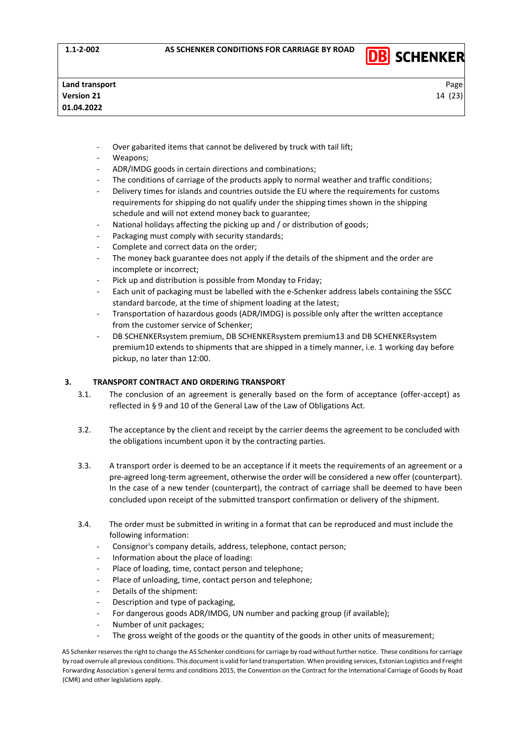- Over gabarited items that cannot be delivered by truck with tail lift;
- Weapons;
- ADR/IMDG goods in certain directions and combinations;
- The conditions of carriage of the products apply to normal weather and traffic conditions;
- Delivery times for islands and countries outside the EU where the requirements for customs requirements for shipping do not qualify under the shipping times shown in the shipping schedule and will not extend money back to guarantee;
- National holidays affecting the picking up and / or distribution of goods;
- Packaging must comply with security standards;
- Complete and correct data on the order;
- The money back guarantee does not apply if the details of the shipment and the order are incomplete or incorrect;
- Pick up and distribution is possible from Monday to Friday;
- Each unit of packaging must be labelled with the e-Schenker address labels containing the SSCC standard barcode, at the time of shipment loading at the latest;
- Transportation of hazardous goods (ADR/IMDG) is possible only after the written acceptance from the customer service of Schenker;
- DB SCHENKERsystem premium, DB SCHENKERsystem premium13 and DB SCHENKERsystem premium10 extends to shipments that are shipped in a timely manner, i.e. 1 working day before pickup, no later than 12:00.

## 3. TRANSPORT CONTRACT AND ORDERING TRANSPORT

3.1. The conclusion of an agreement is generally based on the form of acceptance (offer-accept) as reflected in § 9 and 10 of the General Law of the Law of Obligations Act.

3.2. The acceptance by the client and receipt by the carrier deems the agreement to be concluded with the obligations incumbent upon it by the contracting parties.

3.3. A transport order is deemed to be an acceptance if it meets the requirements of an agreement or a pre-agreed long-term agreement, otherwise the order will be considered a new offer (counterpart). In the case of a new tender (counterpart), the contract of carriage shall be deemed to have been concluded upon receipt of the submitted transport confirmation or delivery of the shipment.

3.4. The order must be submitted in writing in a format that can be reproduced and must include the following information:

- Consignor's company details, address, telephone, contact person;
- Information about the place of loading:
- Place of loading, time, contact person and telephone;
- Place of unloading, time, contact person and telephone;
- Details of the shipment:
- Description and type of packaging,
- For dangerous goods ADR/IMDG, UN number and packing group (if available);
- Number of unit packages;
- The gross weight of the goods or the quantity of the goods in other units of measurement;

AS Schenker reserves the right to change the AS Schenker conditions for carriage by road without further notice. These conditions for carriage by road overrule all previous conditions. This document is valid for land transportation. When providing services, Estonian Logistics and Freight Forwarding Association`s general terms and conditions 2015, the Convention on the Contract for the International Carriage of Goods by Road (CMR) and other legislations apply.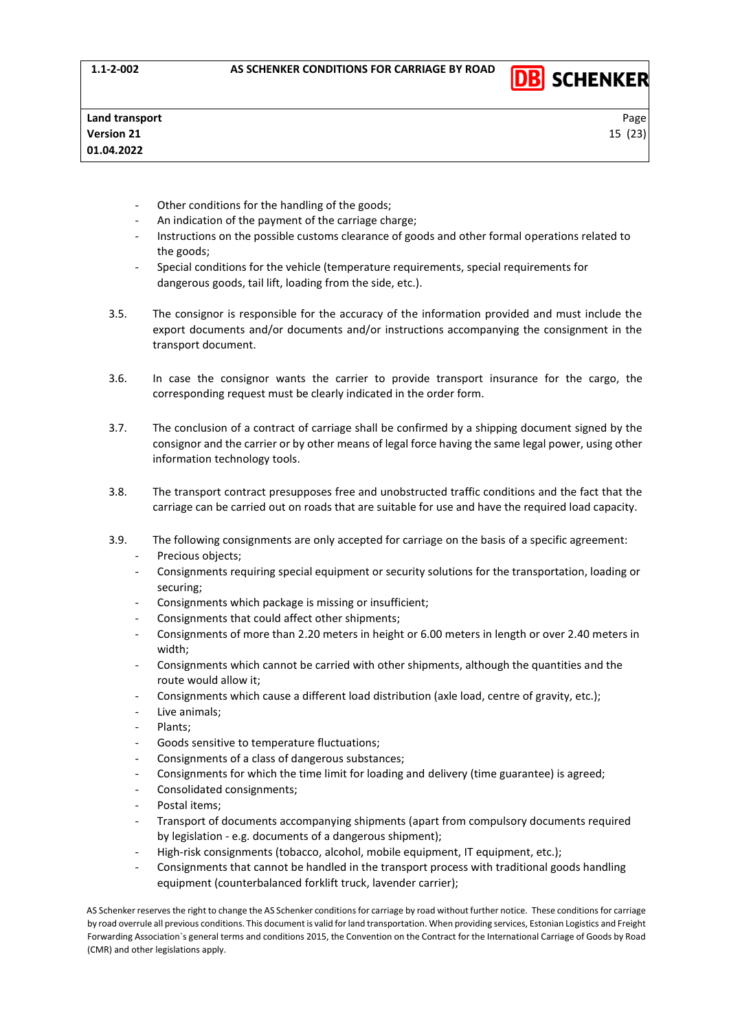- Other conditions for the handling of the goods;
- An indication of the payment of the carriage charge;
- Instructions on the possible customs clearance of goods and other formal operations related to the goods;
- Special conditions for the vehicle (temperature requirements, special requirements for dangerous goods, tail lift, loading from the side, etc.).

3.5. The consignor is responsible for the accuracy of the information provided and must include the export documents and/or documents and/or instructions accompanying the consignment in the transport document.

3.6. In case the consignor wants the carrier to provide transport insurance for the cargo, the corresponding request must be clearly indicated in the order form.

3.7. The conclusion of a contract of carriage shall be confirmed by a shipping document signed by the consignor and the carrier or by other means of legal force having the same legal power, using other information technology tools.

3.8. The transport contract presupposes free and unobstructed traffic conditions and the fact that the carriage can be carried out on roads that are suitable for use and have the required load capacity.

3.9. The following consignments are only accepted for carriage on the basis of a specific agreement:

- Precious objects;
- Consignments requiring special equipment or security solutions for the transportation, loading or securing;
- Consignments which package is missing or insufficient;
- Consignments that could affect other shipments;
- Consignments of more than 2.20 meters in height or 6.00 meters in length or over 2.40 meters in width;
- Consignments which cannot be carried with other shipments, although the quantities and the route would allow it;
- Consignments which cause a different load distribution (axle load, centre of gravity, etc.);
- Live animals;
- Plants;
- Goods sensitive to temperature fluctuations;
- Consignments of a class of dangerous substances;
- Consignments for which the time limit for loading and delivery (time guarantee) is agreed;
- Consolidated consignments;
- Postal items;
- Transport of documents accompanying shipments (apart from compulsory documents required by legislation - e.g. documents of a dangerous shipment);
- High-risk consignments (tobacco, alcohol, mobile equipment, IT equipment, etc.);
- Consignments that cannot be handled in the transport process with traditional goods handling equipment (counterbalanced forklift truck, lavender carrier);

AS Schenker reserves the right to change the AS Schenker conditions for carriage by road without further notice. These conditions for carriage by road overrule all previous conditions. This document is valid for land transportation. When providing services, Estonian Logistics and Freight Forwarding Association`s general terms and conditions 2015, the Convention on the Contract for the International Carriage of Goods by Road (CMR) and other legislations apply.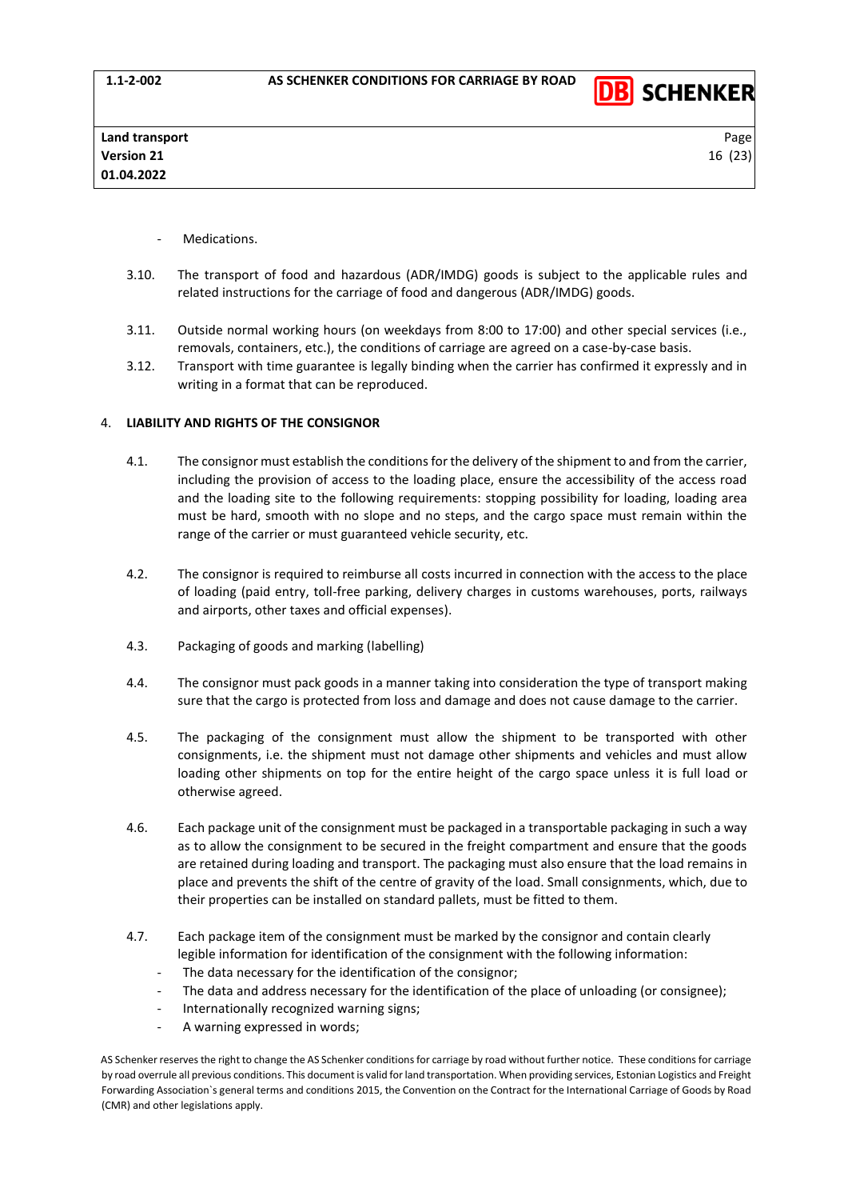- Medications.

3.10. The transport of food and hazardous (ADR/IMDG) goods is subject to the applicable rules and related instructions for the carriage of food and dangerous (ADR/IMDG) goods.

3.11. Outside normal working hours (on weekdays from 8:00 to 17:00) and other special services (i.e., removals, containers, etc.), the conditions of carriage are agreed on a case-by-case basis.

3.12. Transport with time guarantee is legally binding when the carrier has confirmed it expressly and in writing in a format that can be reproduced.

## 4. LIABILITY AND RIGHTS OF THE CONSIGNOR

4.1. The consignor must establish the conditions for the delivery of the shipment to and from the carrier, including the provision of access to the loading place, ensure the accessibility of the access road and the loading site to the following requirements: stopping possibility for loading, loading area must be hard, smooth with no slope and no steps, and the cargo space must remain within the range of the carrier or must guaranteed vehicle security, etc.

4.2. The consignor is required to reimburse all costs incurred in connection with the access to the place of loading (paid entry, toll-free parking, delivery charges in customs warehouses, ports, railways and airports, other taxes and official expenses).

4.3. Packaging of goods and marking (labelling)

4.4. The consignor must pack goods in a manner taking into consideration the type of transport making sure that the cargo is protected from loss and damage and does not cause damage to the carrier.

4.5. The packaging of the consignment must allow the shipment to be transported with other consignments, i.e. the shipment must not damage other shipments and vehicles and must allow loading other shipments on top for the entire height of the cargo space unless it is full load or otherwise agreed.

4.6. Each package unit of the consignment must be packaged in a transportable packaging in such a way as to allow the consignment to be secured in the freight compartment and ensure that the goods are retained during loading and transport. The packaging must also ensure that the load remains in place and prevents the shift of the centre of gravity of the load. Small consignments, which, due to their properties can be installed on standard pallets, must be fitted to them.

4.7. Each package item of the consignment must be marked by the consignor and contain clearly legible information for identification of the consignment with the following information:

- The data necessary for the identification of the consignor;
- The data and address necessary for the identification of the place of unloading (or consignee);
- Internationally recognized warning signs;
- A warning expressed in words;

AS Schenker reserves the right to change the AS Schenker conditions for carriage by road without further notice. These conditions for carriage by road overrule all previous conditions. This document is valid for land transportation. When providing services, Estonian Logistics and Freight Forwarding Association`s general terms and conditions 2015, the Convention on the Contract for the International Carriage of Goods by Road (CMR) and other legislations apply.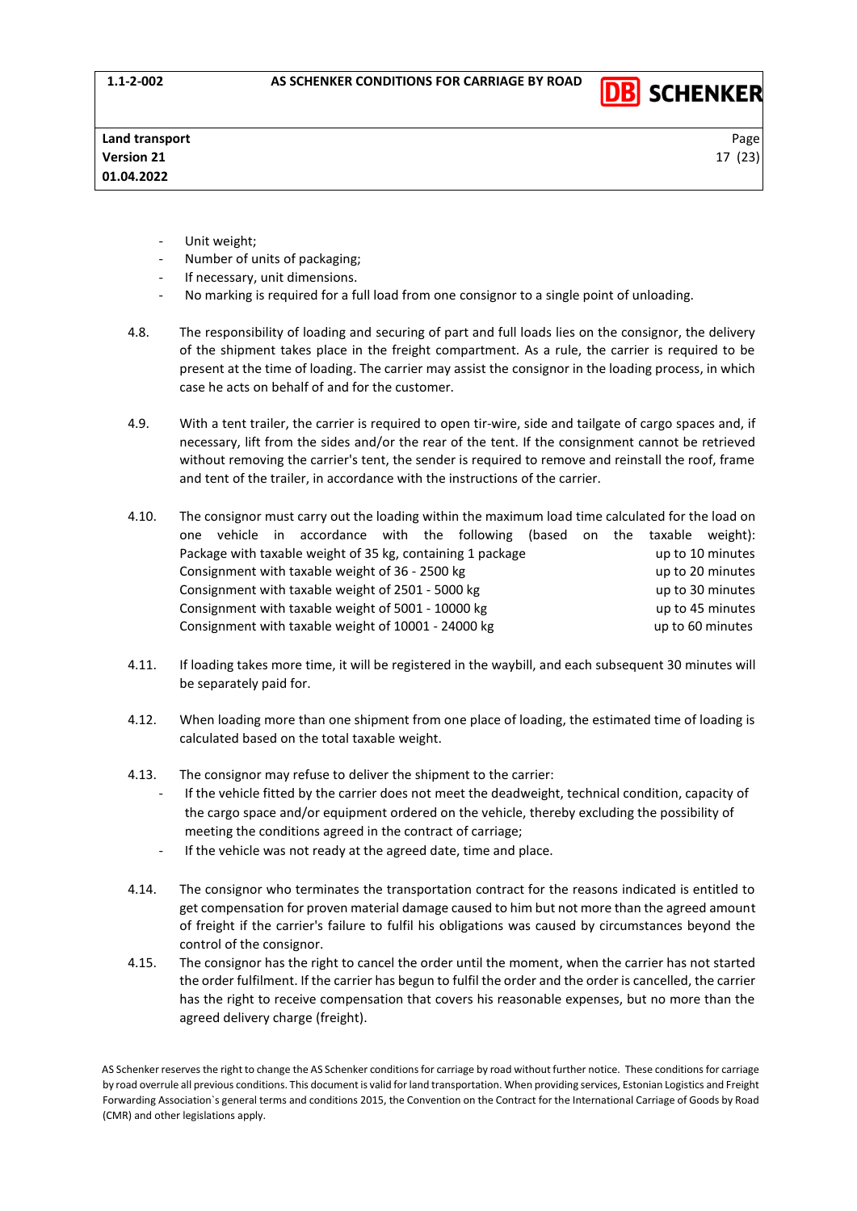- Unit weight;
- Number of units of packaging;
- If necessary, unit dimensions.
- No marking is required for a full load from one consignor to a single point of unloading.

4.8. The responsibility of loading and securing of part and full loads lies on the consignor, the delivery of the shipment takes place in the freight compartment. As a rule, the carrier is required to be present at the time of loading. The carrier may assist the consignor in the loading process, in which case he acts on behalf of and for the customer.

4.9. With a tent trailer, the carrier is required to open tir-wire, side and tailgate of cargo spaces and, if necessary, lift from the sides and/or the rear of the tent. If the consignment cannot be retrieved without removing the carrier's tent, the sender is required to remove and reinstall the roof, frame and tent of the trailer, in accordance with the instructions of the carrier.

4.10. The consignor must carry out the loading within the maximum load time calculated for the load on one vehicle in accordance with the following (based on the taxable weight):

| | |
|---|---|
| Package with taxable weight of 35 kg, containing 1 package | up to 10 minutes |
| Consignment with taxable weight of 36 - 2500 kg | up to 20 minutes |
| Consignment with taxable weight of 2501 - 5000 kg | up to 30 minutes |
| Consignment with taxable weight of 5001 - 10000 kg | up to 45 minutes |
| Consignment with taxable weight of 10001 - 24000 kg | up to 60 minutes |

4.11. If loading takes more time, it will be registered in the waybill, and each subsequent 30 minutes will be separately paid for.

4.12. When loading more than one shipment from one place of loading, the estimated time of loading is calculated based on the total taxable weight.

4.13. The consignor may refuse to deliver the shipment to the carrier:

- If the vehicle fitted by the carrier does not meet the deadweight, technical condition, capacity of the cargo space and/or equipment ordered on the vehicle, thereby excluding the possibility of meeting the conditions agreed in the contract of carriage;
- If the vehicle was not ready at the agreed date, time and place.

4.14. The consignor who terminates the transportation contract for the reasons indicated is entitled to get compensation for proven material damage caused to him but not more than the agreed amount of freight if the carrier's failure to fulfil his obligations was caused by circumstances beyond the control of the consignor.

4.15. The consignor has the right to cancel the order until the moment, when the carrier has not started the order fulfilment. If the carrier has begun to fulfil the order and the order is cancelled, the carrier has the right to receive compensation that covers his reasonable expenses, but no more than the agreed delivery charge (freight).

AS Schenker reserves the right to change the AS Schenker conditions for carriage by road without further notice. These conditions for carriage by road overrule all previous conditions. This document is valid for land transportation. When providing services, Estonian Logistics and Freight Forwarding Association`s general terms and conditions 2015, the Convention on the Contract for the International Carriage of Goods by Road (CMR) and other legislations apply.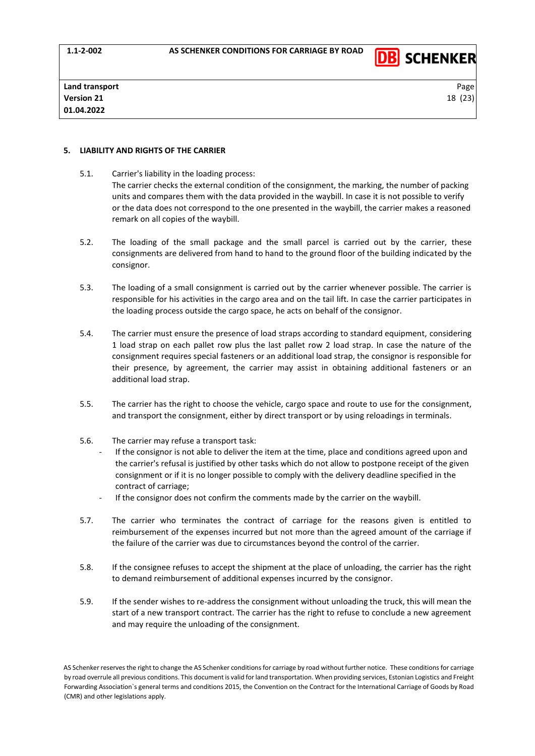## 5. LIABILITY AND RIGHTS OF THE CARRIER

5.1. Carrier's liability in the loading process:
The carrier checks the external condition of the consignment, the marking, the number of packing units and compares them with the data provided in the waybill. In case it is not possible to verify or the data does not correspond to the one presented in the waybill, the carrier makes a reasoned remark on all copies of the waybill.

5.2. The loading of the small package and the small parcel is carried out by the carrier, these consignments are delivered from hand to hand to the ground floor of the building indicated by the consignor.

5.3. The loading of a small consignment is carried out by the carrier whenever possible. The carrier is responsible for his activities in the cargo area and on the tail lift. In case the carrier participates in the loading process outside the cargo space, he acts on behalf of the consignor.

5.4. The carrier must ensure the presence of load straps according to standard equipment, considering 1 load strap on each pallet row plus the last pallet row 2 load strap. In case the nature of the consignment requires special fasteners or an additional load strap, the consignor is responsible for their presence, by agreement, the carrier may assist in obtaining additional fasteners or an additional load strap.

5.5. The carrier has the right to choose the vehicle, cargo space and route to use for the consignment, and transport the consignment, either by direct transport or by using reloadings in terminals.

5.6. The carrier may refuse a transport task:

- If the consignor is not able to deliver the item at the time, place and conditions agreed upon and the carrier's refusal is justified by other tasks which do not allow to postpone receipt of the given consignment or if it is no longer possible to comply with the delivery deadline specified in the contract of carriage;
- If the consignor does not confirm the comments made by the carrier on the waybill.

5.7. The carrier who terminates the contract of carriage for the reasons given is entitled to reimbursement of the expenses incurred but not more than the agreed amount of the carriage if the failure of the carrier was due to circumstances beyond the control of the carrier.

5.8. If the consignee refuses to accept the shipment at the place of unloading, the carrier has the right to demand reimbursement of additional expenses incurred by the consignor.

5.9. If the sender wishes to re-address the consignment without unloading the truck, this will mean the start of a new transport contract. The carrier has the right to refuse to conclude a new agreement and may require the unloading of the consignment.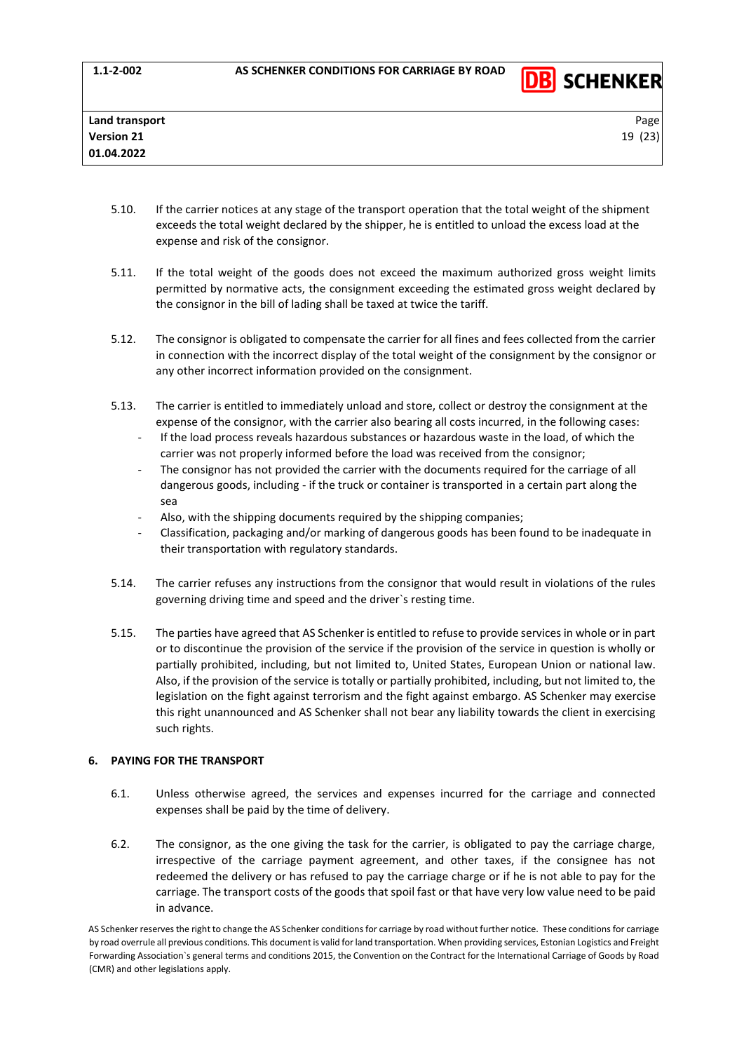5.10. If the carrier notices at any stage of the transport operation that the total weight of the shipment exceeds the total weight declared by the shipper, he is entitled to unload the excess load at the expense and risk of the consignor.

5.11. If the total weight of the goods does not exceed the maximum authorized gross weight limits permitted by normative acts, the consignment exceeding the estimated gross weight declared by the consignor in the bill of lading shall be taxed at twice the tariff.

5.12. The consignor is obligated to compensate the carrier for all fines and fees collected from the carrier in connection with the incorrect display of the total weight of the consignment by the consignor or any other incorrect information provided on the consignment.

5.13. The carrier is entitled to immediately unload and store, collect or destroy the consignment at the expense of the consignor, with the carrier also bearing all costs incurred, in the following cases:

- If the load process reveals hazardous substances or hazardous waste in the load, of which the carrier was not properly informed before the load was received from the consignor;
- The consignor has not provided the carrier with the documents required for the carriage of all dangerous goods, including - if the truck or container is transported in a certain part along the sea
- Also, with the shipping documents required by the shipping companies;
- Classification, packaging and/or marking of dangerous goods has been found to be inadequate in their transportation with regulatory standards.

5.14. The carrier refuses any instructions from the consignor that would result in violations of the rules governing driving time and speed and the driver`s resting time.

5.15. The parties have agreed that AS Schenker is entitled to refuse to provide services in whole or in part or to discontinue the provision of the service if the provision of the service in question is wholly or partially prohibited, including, but not limited to, United States, European Union or national law. Also, if the provision of the service is totally or partially prohibited, including, but not limited to, the legislation on the fight against terrorism and the fight against embargo. AS Schenker may exercise this right unannounced and AS Schenker shall not bear any liability towards the client in exercising such rights.

## 6. PAYING FOR THE TRANSPORT

6.1. Unless otherwise agreed, the services and expenses incurred for the carriage and connected expenses shall be paid by the time of delivery.

6.2. The consignor, as the one giving the task for the carrier, is obligated to pay the carriage charge, irrespective of the carriage payment agreement, and other taxes, if the consignee has not redeemed the delivery or has refused to pay the carriage charge or if he is not able to pay for the carriage. The transport costs of the goods that spoil fast or that have very low value need to be paid in advance.

AS Schenker reserves the right to change the AS Schenker conditions for carriage by road without further notice. These conditions for carriage by road overrule all previous conditions. This document is valid for land transportation. When providing services, Estonian Logistics and Freight Forwarding Association`s general terms and conditions 2015, the Convention on the Contract for the International Carriage of Goods by Road (CMR) and other legislations apply.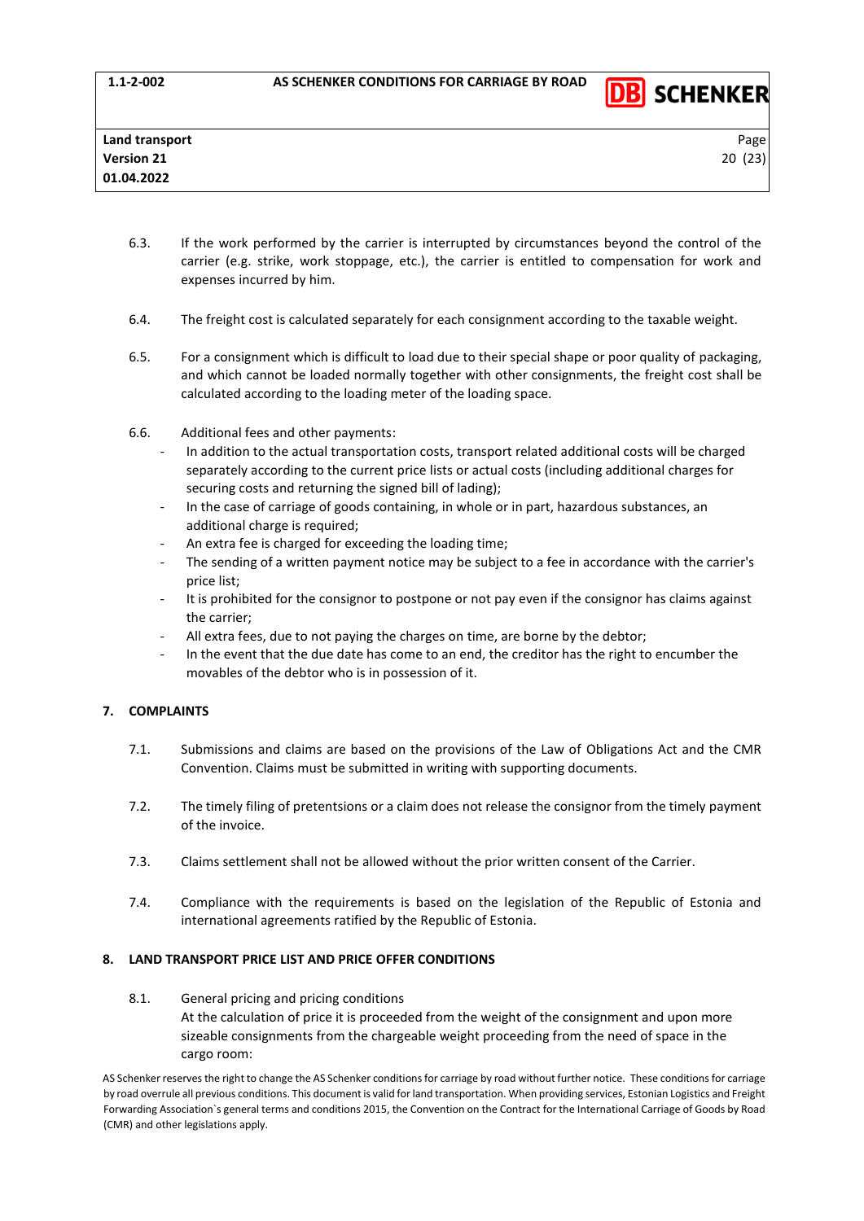6.3. If the work performed by the carrier is interrupted by circumstances beyond the control of the carrier (e.g. strike, work stoppage, etc.), the carrier is entitled to compensation for work and expenses incurred by him.

6.4. The freight cost is calculated separately for each consignment according to the taxable weight.

6.5. For a consignment which is difficult to load due to their special shape or poor quality of packaging, and which cannot be loaded normally together with other consignments, the freight cost shall be calculated according to the loading meter of the loading space.

6.6. Additional fees and other payments:

- In addition to the actual transportation costs, transport related additional costs will be charged separately according to the current price lists or actual costs (including additional charges for securing costs and returning the signed bill of lading);
- In the case of carriage of goods containing, in whole or in part, hazardous substances, an additional charge is required;
- An extra fee is charged for exceeding the loading time;
- The sending of a written payment notice may be subject to a fee in accordance with the carrier's price list;
- It is prohibited for the consignor to postpone or not pay even if the consignor has claims against the carrier;
- All extra fees, due to not paying the charges on time, are borne by the debtor;
- In the event that the due date has come to an end, the creditor has the right to encumber the movables of the debtor who is in possession of it.

## 7. COMPLAINTS

7.1. Submissions and claims are based on the provisions of the Law of Obligations Act and the CMR Convention. Claims must be submitted in writing with supporting documents.

7.2. The timely filing of pretentsions or a claim does not release the consignor from the timely payment of the invoice.

7.3. Claims settlement shall not be allowed without the prior written consent of the Carrier.

7.4. Compliance with the requirements is based on the legislation of the Republic of Estonia and international agreements ratified by the Republic of Estonia.

## 8. LAND TRANSPORT PRICE LIST AND PRICE OFFER CONDITIONS

8.1. General pricing and pricing conditions

At the calculation of price it is proceeded from the weight of the consignment and upon more sizeable consignments from the chargeable weight proceeding from the need of space in the cargo room:

AS Schenker reserves the right to change the AS Schenker conditions for carriage by road without further notice. These conditions for carriage by road overrule all previous conditions. This document is valid for land transportation. When providing services, Estonian Logistics and Freight Forwarding Association`s general terms and conditions 2015, the Convention on the Contract for the International Carriage of Goods by Road (CMR) and other legislations apply.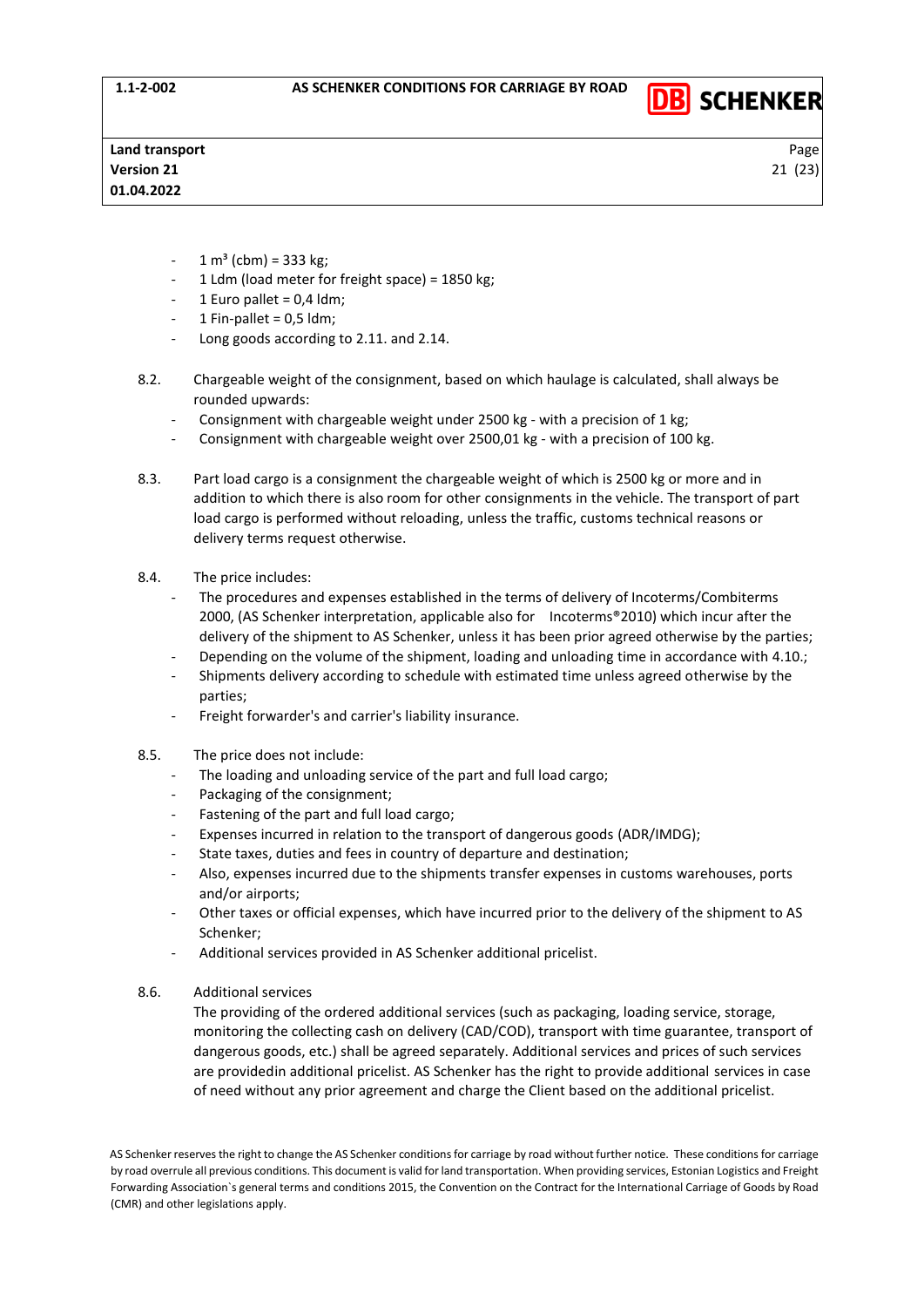- 1 m³ (cbm) = 333 kg;
- 1 Ldm (load meter for freight space) = 1850 kg;
- 1 Euro pallet = 0,4 ldm;
- 1 Fin-pallet = 0,5 ldm;
- Long goods according to 2.11. and 2.14.

8.2. Chargeable weight of the consignment, based on which haulage is calculated, shall always be rounded upwards:

- Consignment with chargeable weight under 2500 kg - with a precision of 1 kg;
- Consignment with chargeable weight over 2500,01 kg - with a precision of 100 kg.

8.3. Part load cargo is a consignment the chargeable weight of which is 2500 kg or more and in addition to which there is also room for other consignments in the vehicle. The transport of part load cargo is performed without reloading, unless the traffic, customs technical reasons or delivery terms request otherwise.

8.4. The price includes:

- The procedures and expenses established in the terms of delivery of Incoterms/Combiterms 2000, (AS Schenker interpretation, applicable also for Incoterms®2010) which incur after the delivery of the shipment to AS Schenker, unless it has been prior agreed otherwise by the parties;
- Depending on the volume of the shipment, loading and unloading time in accordance with 4.10.;
- Shipments delivery according to schedule with estimated time unless agreed otherwise by the parties;
- Freight forwarder's and carrier's liability insurance.

8.5. The price does not include:

- The loading and unloading service of the part and full load cargo;
- Packaging of the consignment;
- Fastening of the part and full load cargo;
- Expenses incurred in relation to the transport of dangerous goods (ADR/IMDG);
- State taxes, duties and fees in country of departure and destination;
- Also, expenses incurred due to the shipments transfer expenses in customs warehouses, ports and/or airports;
- Other taxes or official expenses, which have incurred prior to the delivery of the shipment to AS Schenker;
- Additional services provided in AS Schenker additional pricelist.

8.6. Additional services

The providing of the ordered additional services (such as packaging, loading service, storage, monitoring the collecting cash on delivery (CAD/COD), transport with time guarantee, transport of dangerous goods, etc.) shall be agreed separately. Additional services and prices of such services are providedin additional pricelist. AS Schenker has the right to provide additional services in case of need without any prior agreement and charge the Client based on the additional pricelist.

AS Schenker reserves the right to change the AS Schenker conditions for carriage by road without further notice. These conditions for carriage by road overrule all previous conditions. This document is valid for land transportation. When providing services, Estonian Logistics and Freight Forwarding Association`s general terms and conditions 2015, the Convention on the Contract for the International Carriage of Goods by Road (CMR) and other legislations apply.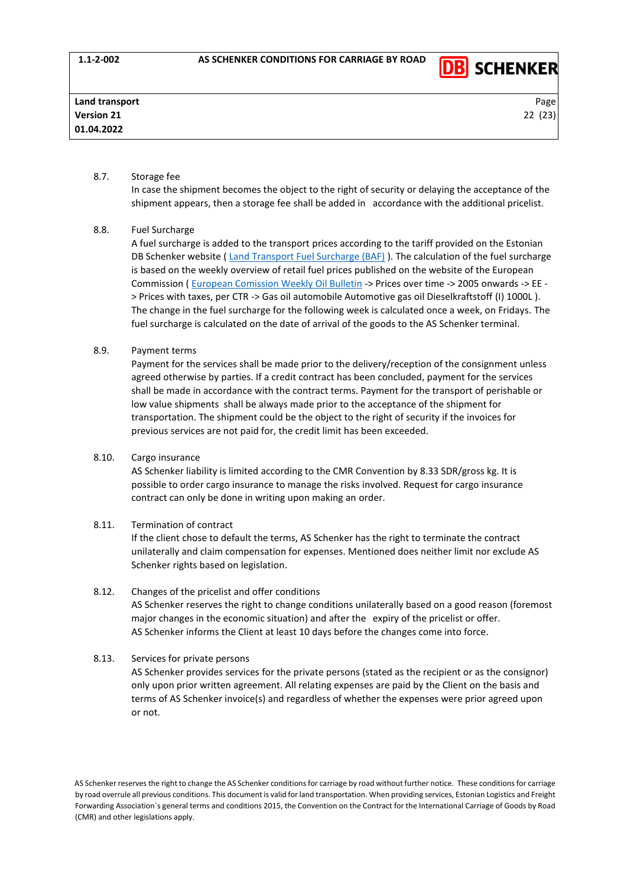8.7. Storage fee

In case the shipment becomes the object to the right of security or delaying the acceptance of the shipment appears, then a storage fee shall be added in accordance with the additional pricelist.

8.8. Fuel Surcharge

A fuel surcharge is added to the transport prices according to the tariff provided on the Estonian DB Schenker website ( [Land Transport Fuel Surcharge (BAF)]() ). The calculation of the fuel surcharge is based on the weekly overview of retail fuel prices published on the website of the European Commission ( [European Comission Weekly Oil Bulletin]() -> Prices over time -> 2005 onwards -> EE -> Prices with taxes, per CTR -> Gas oil automobile Automotive gas oil Dieselkraftstoff (I) 1000L ). The change in the fuel surcharge for the following week is calculated once a week, on Fridays. The fuel surcharge is calculated on the date of arrival of the goods to the AS Schenker terminal.

8.9. Payment terms

Payment for the services shall be made prior to the delivery/reception of the consignment unless agreed otherwise by parties. If a credit contract has been concluded, payment for the services shall be made in accordance with the contract terms. Payment for the transport of perishable or low value shipments shall be always made prior to the acceptance of the shipment for transportation. The shipment could be the object to the right of security if the invoices for previous services are not paid for, the credit limit has been exceeded.

8.10. Cargo insurance

AS Schenker liability is limited according to the CMR Convention by 8.33 SDR/gross kg. It is possible to order cargo insurance to manage the risks involved. Request for cargo insurance contract can only be done in writing upon making an order.

8.11. Termination of contract

If the client chose to default the terms, AS Schenker has the right to terminate the contract unilaterally and claim compensation for expenses. Mentioned does neither limit nor exclude AS Schenker rights based on legislation.

8.12. Changes of the pricelist and offer conditions

AS Schenker reserves the right to change conditions unilaterally based on a good reason (foremost major changes in the economic situation) and after the expiry of the pricelist or offer.
AS Schenker informs the Client at least 10 days before the changes come into force.

8.13. Services for private persons

AS Schenker provides services for the private persons (stated as the recipient or as the consignor) only upon prior written agreement. All relating expenses are paid by the Client on the basis and terms of AS Schenker invoice(s) and regardless of whether the expenses were prior agreed upon or not.

AS Schenker reserves the right to change the AS Schenker conditions for carriage by road without further notice. These conditions for carriage by road overrule all previous conditions. This document is valid for land transportation. When providing services, Estonian Logistics and Freight Forwarding Association`s general terms and conditions 2015, the Convention on the Contract for the International Carriage of Goods by Road (CMR) and other legislations apply.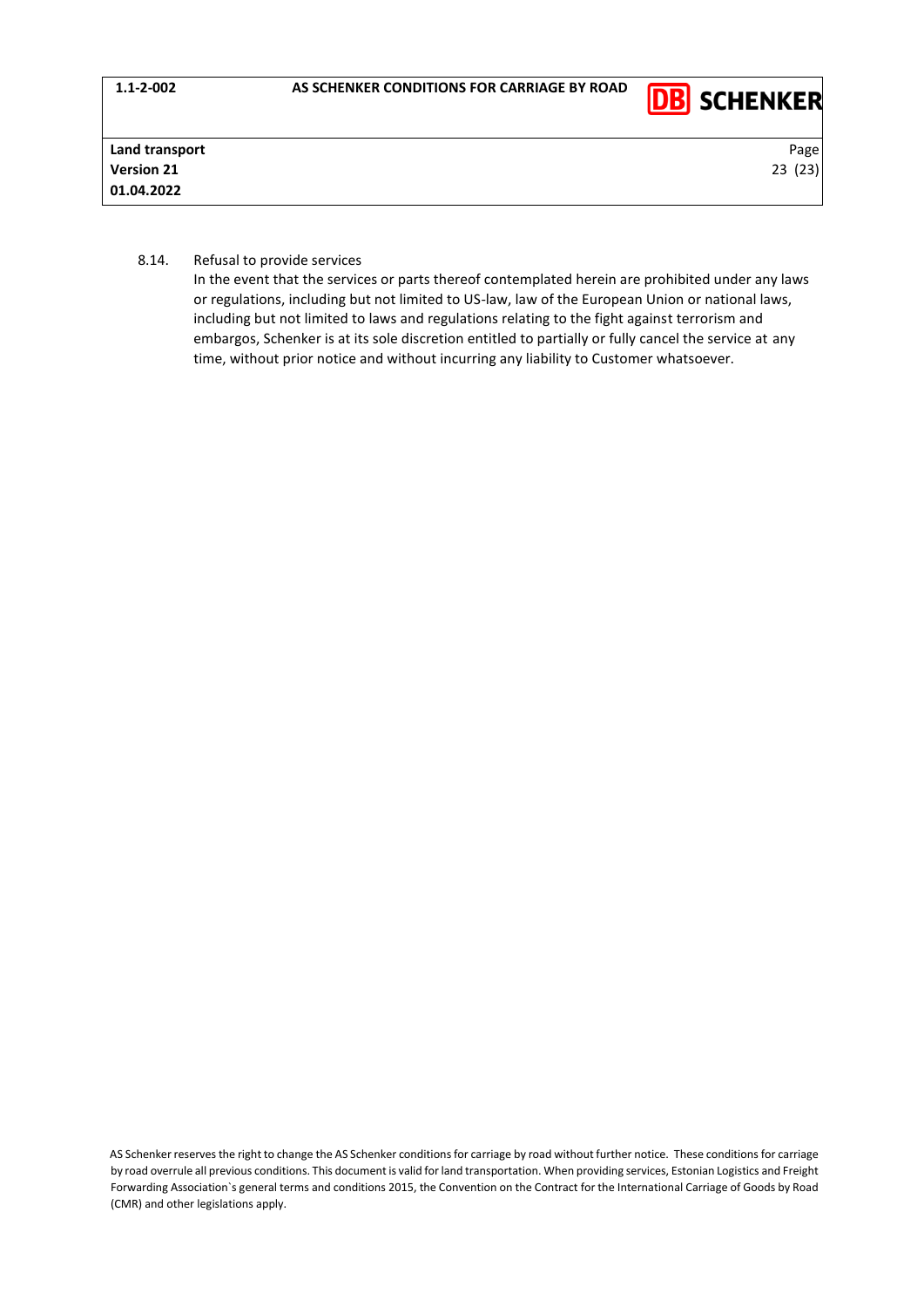8.14. Refusal to provide services

In the event that the services or parts thereof contemplated herein are prohibited under any laws or regulations, including but not limited to US-law, law of the European Union or national laws, including but not limited to laws and regulations relating to the fight against terrorism and embargos, Schenker is at its sole discretion entitled to partially or fully cancel the service at any time, without prior notice and without incurring any liability to Customer whatsoever.

AS Schenker reserves the right to change the AS Schenker conditions for carriage by road without further notice. These conditions for carriage by road overrule all previous conditions. This document is valid for land transportation. When providing services, Estonian Logistics and Freight Forwarding Association`s general terms and conditions 2015, the Convention on the Contract for the International Carriage of Goods by Road (CMR) and other legislations apply.